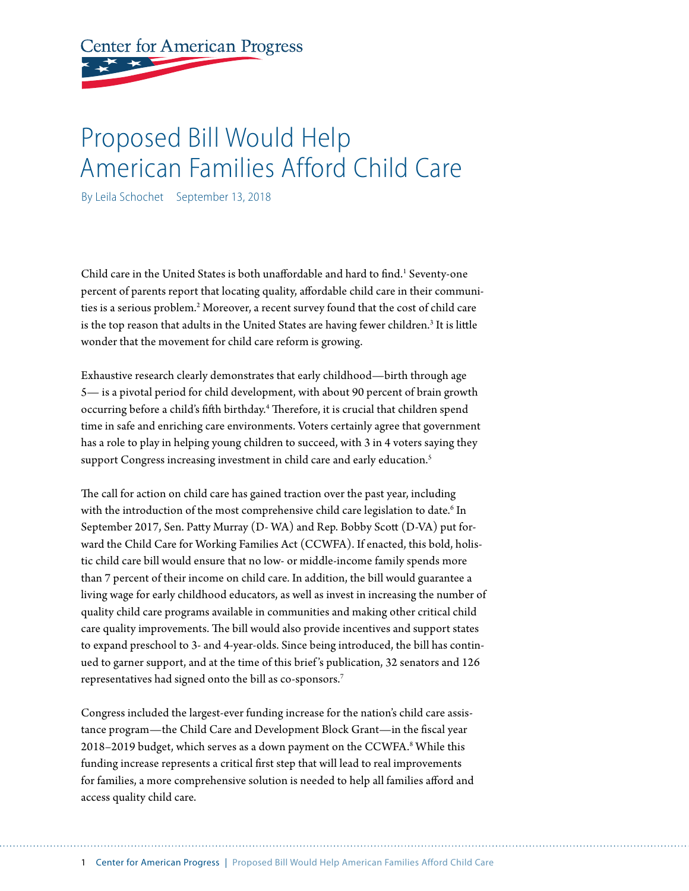Center for American Progress

# Proposed Bill Would Help American Families Afford Child Care

By Leila Schochet September 13, 2018

Child care in the United States is both unaffordable and hard to find.[1] Seventy-one percent of parents report that locating quality, affordable child care in their communities is a serious problem.[2] Moreover, a recent survey found that the cost of child care is the top reason that adults in the United States are having fewer children.[3] It is little wonder that the movement for child care reform is growing.

Exhaustive research clearly demonstrates that early childhood—birth through age 5— is a pivotal period for child development, with about 90 percent of brain growth occurring before a child's fifth birthday.[4] Therefore, it is crucial that children spend time in safe and enriching care environments. Voters certainly agree that government has a role to play in helping young children to succeed, with 3 in 4 voters saying they support Congress increasing investment in child care and early education.[5]

The call for action on child care has gained traction over the past year, including with the introduction of the most comprehensive child care legislation to date.[6] In September 2017, Sen. Patty Murray (D- WA) and Rep. Bobby Scott (D-VA) put forward the Child Care for Working Families Act (CCWFA). If enacted, this bold, holistic child care bill would ensure that no low- or middle-income family spends more than 7 percent of their income on child care. In addition, the bill would guarantee a living wage for early childhood educators, as well as invest in increasing the number of quality child care programs available in communities and making other critical child care quality improvements. The bill would also provide incentives and support states to expand preschool to 3- and 4-year-olds. Since being introduced, the bill has continued to garner support, and at the time of this brief's publication, 32 senators and 126 representatives had signed onto the bill as co-sponsors.[7]

Congress included the largest-ever funding increase for the nation's child care assistance program—the Child Care and Development Block Grant—in the fiscal year 2018–2019 budget, which serves as a down payment on the CCWFA.[8] While this funding increase represents a critical first step that will lead to real improvements for families, a more comprehensive solution is needed to help all families afford and access quality child care.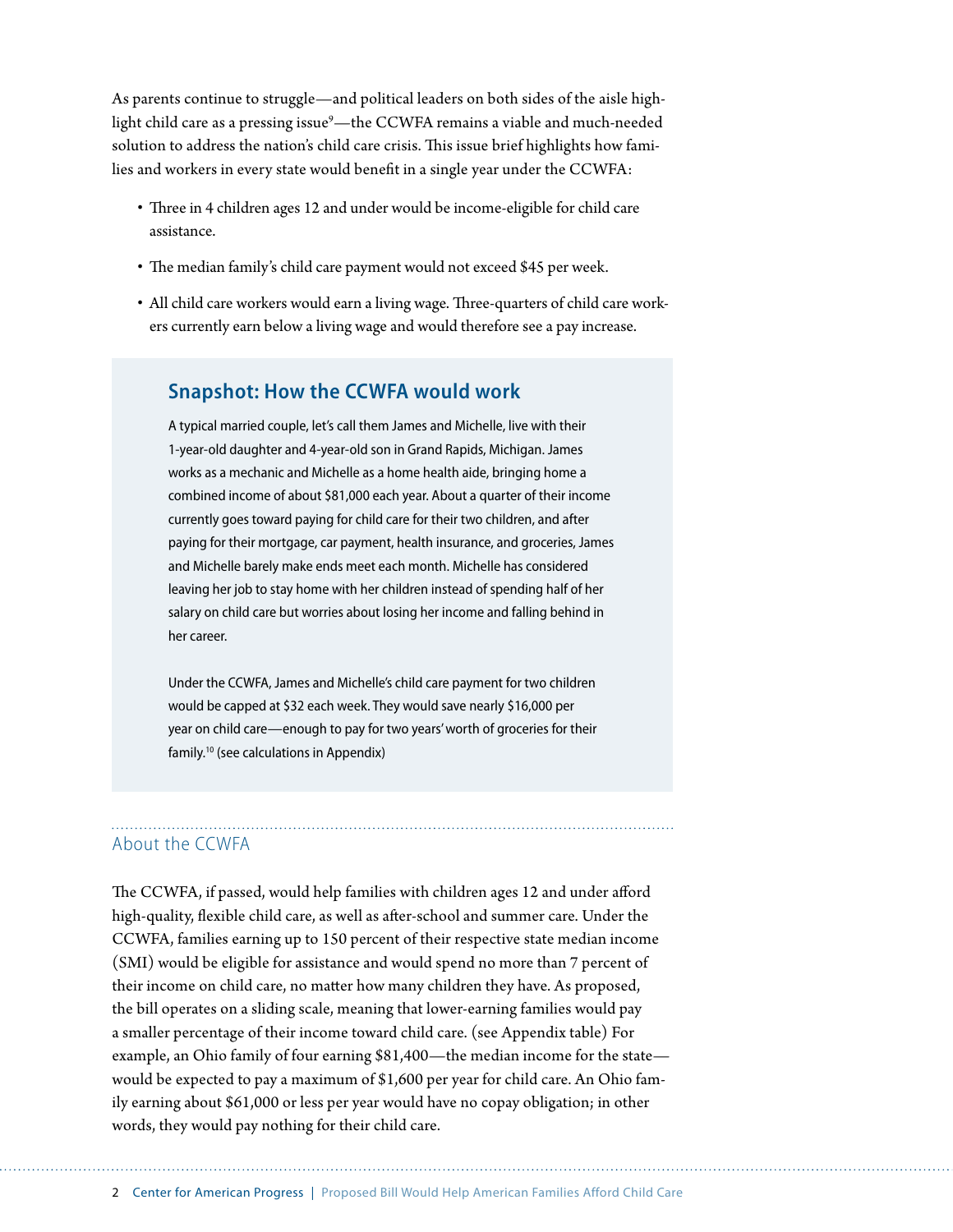As parents continue to struggle—and political leaders on both sides of the aisle highlight child care as a pressing issue[9]—the CCWFA remains a viable and much-needed solution to address the nation's child care crisis. This issue brief highlights how families and workers in every state would benefit in a single year under the CCWFA:

- Three in 4 children ages 12 and under would be income-eligible for child care assistance.
- The median family's child care payment would not exceed $45 per week.
- All child care workers would earn a living wage. Three-quarters of child care workers currently earn below a living wage and would therefore see a pay increase.

### Snapshot: How the CCWFA would work

A typical married couple, let's call them James and Michelle, live with their 1-year-old daughter and 4-year-old son in Grand Rapids, Michigan. James works as a mechanic and Michelle as a home health aide, bringing home a combined income of about $81,000 each year. About a quarter of their income currently goes toward paying for child care for their two children, and after paying for their mortgage, car payment, health insurance, and groceries, James and Michelle barely make ends meet each month. Michelle has considered leaving her job to stay home with her children instead of spending half of her salary on child care but worries about losing her income and falling behind in her career.

Under the CCWFA, James and Michelle's child care payment for two children would be capped at $32 each week. They would save nearly $16,000 per year on child care—enough to pay for two years' worth of groceries for their family.[10] (see calculations in Appendix)

## About the CCWFA

The CCWFA, if passed, would help families with children ages 12 and under afford high-quality, flexible child care, as well as after-school and summer care. Under the CCWFA, families earning up to 150 percent of their respective state median income (SMI) would be eligible for assistance and would spend no more than 7 percent of their income on child care, no matter how many children they have. As proposed, the bill operates on a sliding scale, meaning that lower-earning families would pay a smaller percentage of their income toward child care. (see Appendix table) For example, an Ohio family of four earning $81,400—the median income for the state—would be expected to pay a maximum of $1,600 per year for child care. An Ohio family earning about $61,000 or less per year would have no copay obligation; in other words, they would pay nothing for their child care.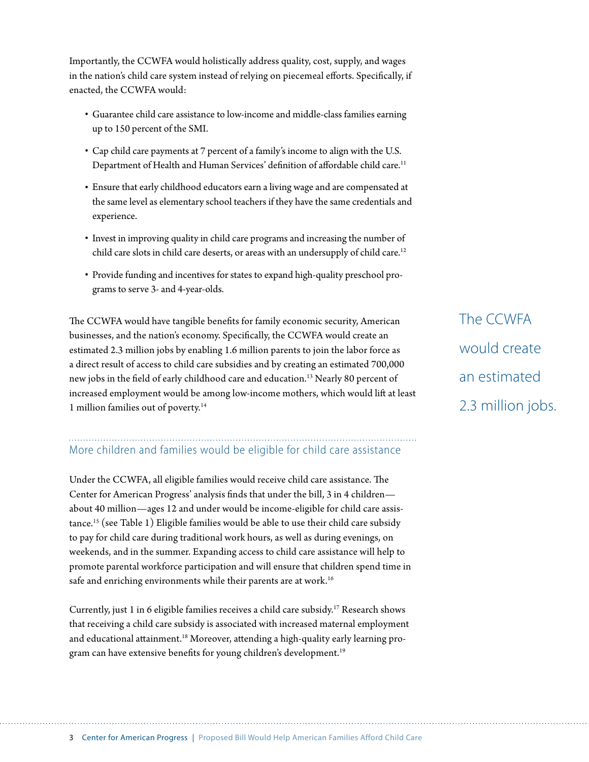Importantly, the CCWFA would holistically address quality, cost, supply, and wages in the nation's child care system instead of relying on piecemeal efforts. Specifically, if enacted, the CCWFA would:

- Guarantee child care assistance to low-income and middle-class families earning up to 150 percent of the SMI.
- Cap child care payments at 7 percent of a family's income to align with the U.S. Department of Health and Human Services' definition of affordable child care.[11]
- Ensure that early childhood educators earn a living wage and are compensated at the same level as elementary school teachers if they have the same credentials and experience.
- Invest in improving quality in child care programs and increasing the number of child care slots in child care deserts, or areas with an undersupply of child care.[12]
- Provide funding and incentives for states to expand high-quality preschool programs to serve 3- and 4-year-olds.

The CCWFA would have tangible benefits for family economic security, American businesses, and the nation's economy. Specifically, the CCWFA would create an estimated 2.3 million jobs by enabling 1.6 million parents to join the labor force as a direct result of access to child care subsidies and by creating an estimated 700,000 new jobs in the field of early childhood care and education.[13] Nearly 80 percent of increased employment would be among low-income mothers, which would lift at least 1 million families out of poverty.[14]

> The CCWFA would create an estimated 2.3 million jobs.

## More children and families would be eligible for child care assistance

Under the CCWFA, all eligible families would receive child care assistance. The Center for American Progress' analysis finds that under the bill, 3 in 4 children—about 40 million—ages 12 and under would be income-eligible for child care assistance.[15] (see Table 1) Eligible families would be able to use their child care subsidy to pay for child care during traditional work hours, as well as during evenings, on weekends, and in the summer. Expanding access to child care assistance will help to promote parental workforce participation and will ensure that children spend time in safe and enriching environments while their parents are at work.[16]

Currently, just 1 in 6 eligible families receives a child care subsidy.[17] Research shows that receiving a child care subsidy is associated with increased maternal employment and educational attainment.[18] Moreover, attending a high-quality early learning program can have extensive benefits for young children's development.[19]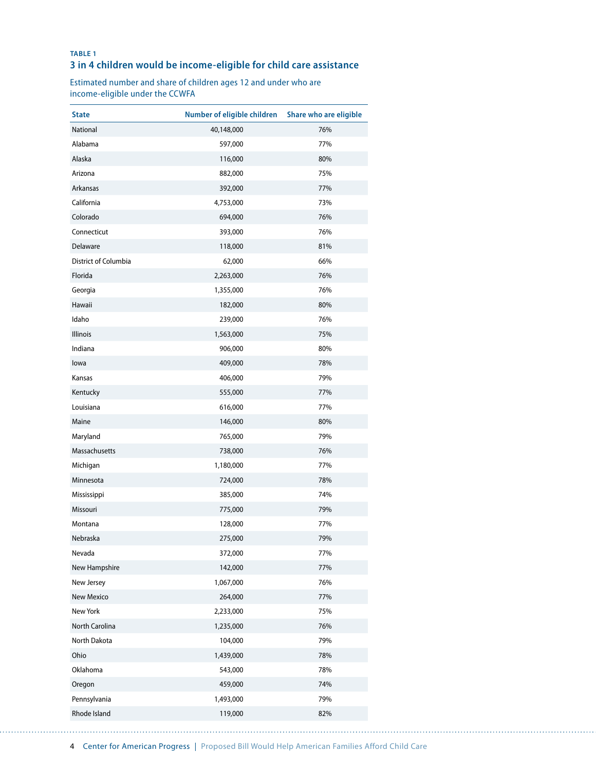**TABLE 1**

### 3 in 4 children would be income-eligible for child care assistance

Estimated number and share of children ages 12 and under who are income-eligible under the CCWFA

| State | Number of eligible children | Share who are eligible |
|---|---|---|
| National | 40,148,000 | 76% |
| Alabama | 597,000 | 77% |
| Alaska | 116,000 | 80% |
| Arizona | 882,000 | 75% |
| Arkansas | 392,000 | 77% |
| California | 4,753,000 | 73% |
| Colorado | 694,000 | 76% |
| Connecticut | 393,000 | 76% |
| Delaware | 118,000 | 81% |
| District of Columbia | 62,000 | 66% |
| Florida | 2,263,000 | 76% |
| Georgia | 1,355,000 | 76% |
| Hawaii | 182,000 | 80% |
| Idaho | 239,000 | 76% |
| Illinois | 1,563,000 | 75% |
| Indiana | 906,000 | 80% |
| Iowa | 409,000 | 78% |
| Kansas | 406,000 | 79% |
| Kentucky | 555,000 | 77% |
| Louisiana | 616,000 | 77% |
| Maine | 146,000 | 80% |
| Maryland | 765,000 | 79% |
| Massachusetts | 738,000 | 76% |
| Michigan | 1,180,000 | 77% |
| Minnesota | 724,000 | 78% |
| Mississippi | 385,000 | 74% |
| Missouri | 775,000 | 79% |
| Montana | 128,000 | 77% |
| Nebraska | 275,000 | 79% |
| Nevada | 372,000 | 77% |
| New Hampshire | 142,000 | 77% |
| New Jersey | 1,067,000 | 76% |
| New Mexico | 264,000 | 77% |
| New York | 2,233,000 | 75% |
| North Carolina | 1,235,000 | 76% |
| North Dakota | 104,000 | 79% |
| Ohio | 1,439,000 | 78% |
| Oklahoma | 543,000 | 78% |
| Oregon | 459,000 | 74% |
| Pennsylvania | 1,493,000 | 79% |
| Rhode Island | 119,000 | 82% |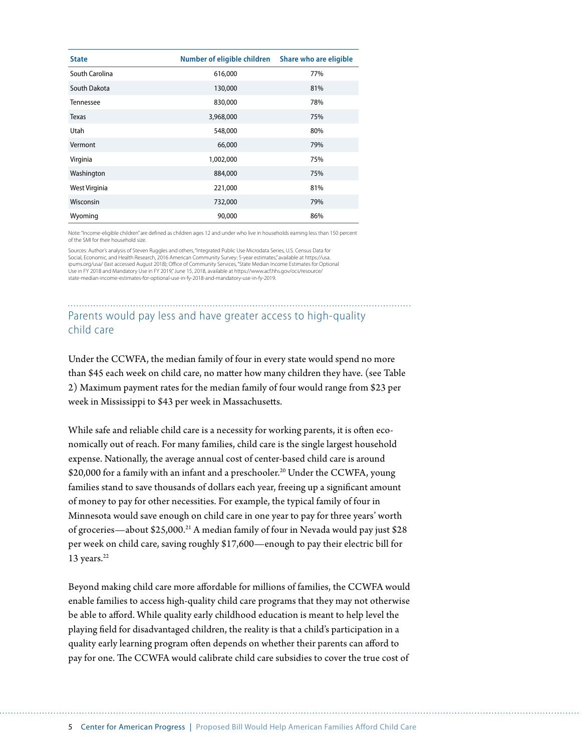| State | Number of eligible children | Share who are eligible |
|---|---|---|
| South Carolina | 616,000 | 77% |
| South Dakota | 130,000 | 81% |
| Tennessee | 830,000 | 78% |
| Texas | 3,968,000 | 75% |
| Utah | 548,000 | 80% |
| Vermont | 66,000 | 79% |
| Virginia | 1,002,000 | 75% |
| Washington | 884,000 | 75% |
| West Virginia | 221,000 | 81% |
| Wisconsin | 732,000 | 79% |
| Wyoming | 90,000 | 86% |

Note: "Income-eligible children" are defined as children ages 12 and under who live in households earning less than 150 percent of the SMI for their household size.

Sources: Author's analysis of Steven Ruggles and others, "Integrated Public Use Microdata Series, U.S. Census Data for Social, Economic, and Health Research, 2016 American Community Survey: 5-year estimates," available at https://usa.ipums.org/usa/ (last accessed August 2018); Office of Community Services, "State Median Income Estimates for Optional Use in FY 2018 and Mandatory Use in FY 2019," June 15, 2018, available at https://www.acf.hhs.gov/ocs/resource/state-median-income-estimates-for-optional-use-in-fy-2018-and-mandatory-use-in-fy-2019.

## Parents would pay less and have greater access to high-quality child care

Under the CCWFA, the median family of four in every state would spend no more than $45 each week on child care, no matter how many children they have. (see Table 2) Maximum payment rates for the median family of four would range from $23 per week in Mississippi to $43 per week in Massachusetts.

While safe and reliable child care is a necessity for working parents, it is often economically out of reach. For many families, child care is the single largest household expense. Nationally, the average annual cost of center-based child care is around $20,000 for a family with an infant and a preschooler.[20] Under the CCWFA, young families stand to save thousands of dollars each year, freeing up a significant amount of money to pay for other necessities. For example, the typical family of four in Minnesota would save enough on child care in one year to pay for three years' worth of groceries—about $25,000.[21] A median family of four in Nevada would pay just $28 per week on child care, saving roughly $17,600—enough to pay their electric bill for 13 years.[22]

Beyond making child care more affordable for millions of families, the CCWFA would enable families to access high-quality child care programs that they may not otherwise be able to afford. While quality early childhood education is meant to help level the playing field for disadvantaged children, the reality is that a child's participation in a quality early learning program often depends on whether their parents can afford to pay for one. The CCWFA would calibrate child care subsidies to cover the true cost of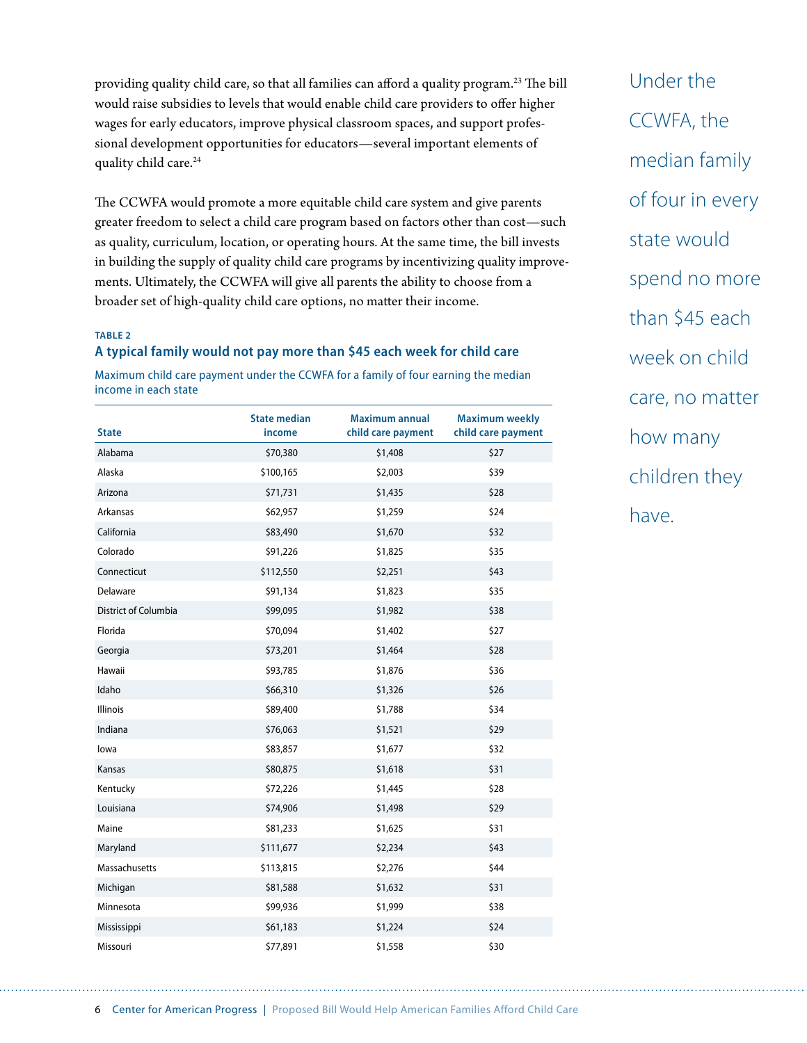providing quality child care, so that all families can afford a quality program.[23] The bill would raise subsidies to levels that would enable child care providers to offer higher wages for early educators, improve physical classroom spaces, and support professional development opportunities for educators—several important elements of quality child care.[24]

The CCWFA would promote a more equitable child care system and give parents greater freedom to select a child care program based on factors other than cost—such as quality, curriculum, location, or operating hours. At the same time, the bill invests in building the supply of quality child care programs by incentivizing quality improvements. Ultimately, the CCWFA will give all parents the ability to choose from a broader set of high-quality child care options, no matter their income.

Under the CCWFA, the median family of four in every state would spend no more than $45 each week on child care, no matter how many children they have.

**TABLE 2**

**A typical family would not pay more than $45 each week for child care**

Maximum child care payment under the CCWFA for a family of four earning the median income in each state

| State | State median income | Maximum annual child care payment | Maximum weekly child care payment |
|---|---|---|---|
| Alabama | $70,380 | $1,408 | $27 |
| Alaska | $100,165 | $2,003 | $39 |
| Arizona | $71,731 | $1,435 | $28 |
| Arkansas | $62,957 | $1,259 | $24 |
| California | $83,490 | $1,670 | $32 |
| Colorado | $91,226 | $1,825 | $35 |
| Connecticut | $112,550 | $2,251 | $43 |
| Delaware | $91,134 | $1,823 | $35 |
| District of Columbia | $99,095 | $1,982 | $38 |
| Florida | $70,094 | $1,402 | $27 |
| Georgia | $73,201 | $1,464 | $28 |
| Hawaii | $93,785 | $1,876 | $36 |
| Idaho | $66,310 | $1,326 | $26 |
| Illinois | $89,400 | $1,788 | $34 |
| Indiana | $76,063 | $1,521 | $29 |
| Iowa | $83,857 | $1,677 | $32 |
| Kansas | $80,875 | $1,618 | $31 |
| Kentucky | $72,226 | $1,445 | $28 |
| Louisiana | $74,906 | $1,498 | $29 |
| Maine | $81,233 | $1,625 | $31 |
| Maryland | $111,677 | $2,234 | $43 |
| Massachusetts | $113,815 | $2,276 | $44 |
| Michigan | $81,588 | $1,632 | $31 |
| Minnesota | $99,936 | $1,999 | $38 |
| Mississippi | $61,183 | $1,224 | $24 |
| Missouri | $77,891 | $1,558 | $30 |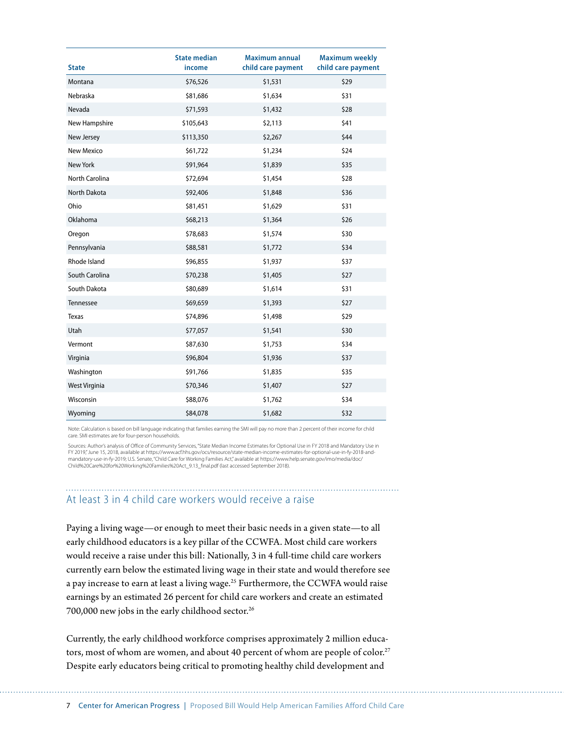| State | State median income | Maximum annual child care payment | Maximum weekly child care payment |
| --- | --- | --- | --- |
| Montana | $76,526 | $1,531 | $29 |
| Nebraska | $81,686 | $1,634 | $31 |
| Nevada | $71,593 | $1,432 | $28 |
| New Hampshire | $105,643 | $2,113 | $41 |
| New Jersey | $113,350 | $2,267 | $44 |
| New Mexico | $61,722 | $1,234 | $24 |
| New York | $91,964 | $1,839 | $35 |
| North Carolina | $72,694 | $1,454 | $28 |
| North Dakota | $92,406 | $1,848 | $36 |
| Ohio | $81,451 | $1,629 | $31 |
| Oklahoma | $68,213 | $1,364 | $26 |
| Oregon | $78,683 | $1,574 | $30 |
| Pennsylvania | $88,581 | $1,772 | $34 |
| Rhode Island | $96,855 | $1,937 | $37 |
| South Carolina | $70,238 | $1,405 | $27 |
| South Dakota | $80,689 | $1,614 | $31 |
| Tennessee | $69,659 | $1,393 | $27 |
| Texas | $74,896 | $1,498 | $29 |
| Utah | $77,057 | $1,541 | $30 |
| Vermont | $87,630 | $1,753 | $34 |
| Virginia | $96,804 | $1,936 | $37 |
| Washington | $91,766 | $1,835 | $35 |
| West Virginia | $70,346 | $1,407 | $27 |
| Wisconsin | $88,076 | $1,762 | $34 |
| Wyoming | $84,078 | $1,682 | $32 |

Note: Calculation is based on bill language indicating that families earning the SMI will pay no more than 2 percent of their income for child care. SMI estimates are for four-person households.

Sources: Author's analysis of Office of Community Services, "State Median Income Estimates for Optional Use in FY 2018 and Mandatory Use in FY 2019," June 15, 2018, available at https://www.acf.hhs.gov/ocs/resource/state-median-income-estimates-for-optional-use-in-fy-2018-and-mandatory-use-in-fy-2019; U.S. Senate, "Child Care for Working Families Act," available at https://www.help.senate.gov/imo/media/doc/Child%20Care%20for%20Working%20Families%20Act_9.13_final.pdf (last accessed September 2018).

## At least 3 in 4 child care workers would receive a raise

Paying a living wage—or enough to meet their basic needs in a given state—to all early childhood educators is a key pillar of the CCWFA. Most child care workers would receive a raise under this bill: Nationally, 3 in 4 full-time child care workers currently earn below the estimated living wage in their state and would therefore see a pay increase to earn at least a living wage.[25] Furthermore, the CCWFA would raise earnings by an estimated 26 percent for child care workers and create an estimated 700,000 new jobs in the early childhood sector.[26]

Currently, the early childhood workforce comprises approximately 2 million educators, most of whom are women, and about 40 percent of whom are people of color.[27] Despite early educators being critical to promoting healthy child development and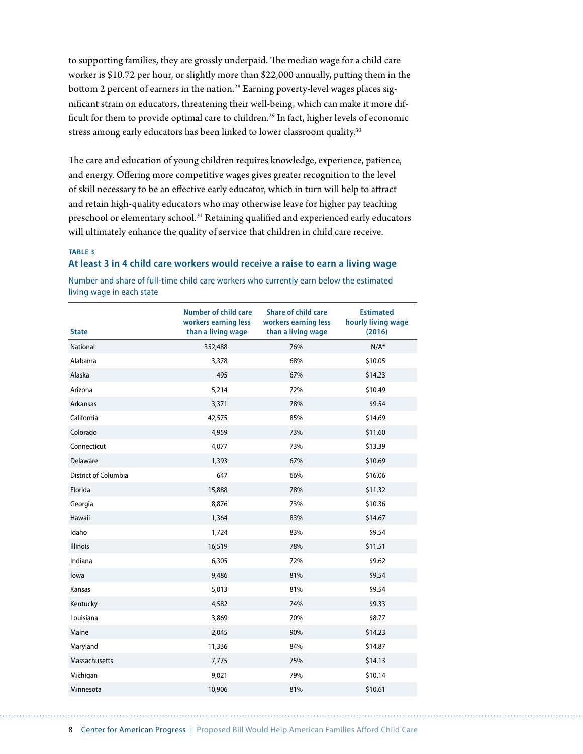to supporting families, they are grossly underpaid. The median wage for a child care worker is $10.72 per hour, or slightly more than $22,000 annually, putting them in the bottom 2 percent of earners in the nation.[28] Earning poverty-level wages places significant strain on educators, threatening their well-being, which can make it more difficult for them to provide optimal care to children.[29] In fact, higher levels of economic stress among early educators has been linked to lower classroom quality.[30]

The care and education of young children requires knowledge, experience, patience, and energy. Offering more competitive wages gives greater recognition to the level of skill necessary to be an effective early educator, which in turn will help to attract and retain high-quality educators who may otherwise leave for higher pay teaching preschool or elementary school.[31] Retaining qualified and experienced early educators will ultimately enhance the quality of service that children in child care receive.

**TABLE 3**

**At least 3 in 4 child care workers would receive a raise to earn a living wage**

Number and share of full-time child care workers who currently earn below the estimated living wage in each state

| State | Number of child care workers earning less than a living wage | Share of child care workers earning less than a living wage | Estimated hourly living wage (2016) |
|---|---|---|---|
| National | 352,488 | 76% | N/A* |
| Alabama | 3,378 | 68% | $10.05 |
| Alaska | 495 | 67% | $14.23 |
| Arizona | 5,214 | 72% | $10.49 |
| Arkansas | 3,371 | 78% | $9.54 |
| California | 42,575 | 85% | $14.69 |
| Colorado | 4,959 | 73% | $11.60 |
| Connecticut | 4,077 | 73% | $13.39 |
| Delaware | 1,393 | 67% | $10.69 |
| District of Columbia | 647 | 66% | $16.06 |
| Florida | 15,888 | 78% | $11.32 |
| Georgia | 8,876 | 73% | $10.36 |
| Hawaii | 1,364 | 83% | $14.67 |
| Idaho | 1,724 | 83% | $9.54 |
| Illinois | 16,519 | 78% | $11.51 |
| Indiana | 6,305 | 72% | $9.62 |
| Iowa | 9,486 | 81% | $9.54 |
| Kansas | 5,013 | 81% | $9.54 |
| Kentucky | 4,582 | 74% | $9.33 |
| Louisiana | 3,869 | 70% | $8.77 |
| Maine | 2,045 | 90% | $14.23 |
| Maryland | 11,336 | 84% | $14.87 |
| Massachusetts | 7,775 | 75% | $14.13 |
| Michigan | 9,021 | 79% | $10.14 |
| Minnesota | 10,906 | 81% | $10.61 |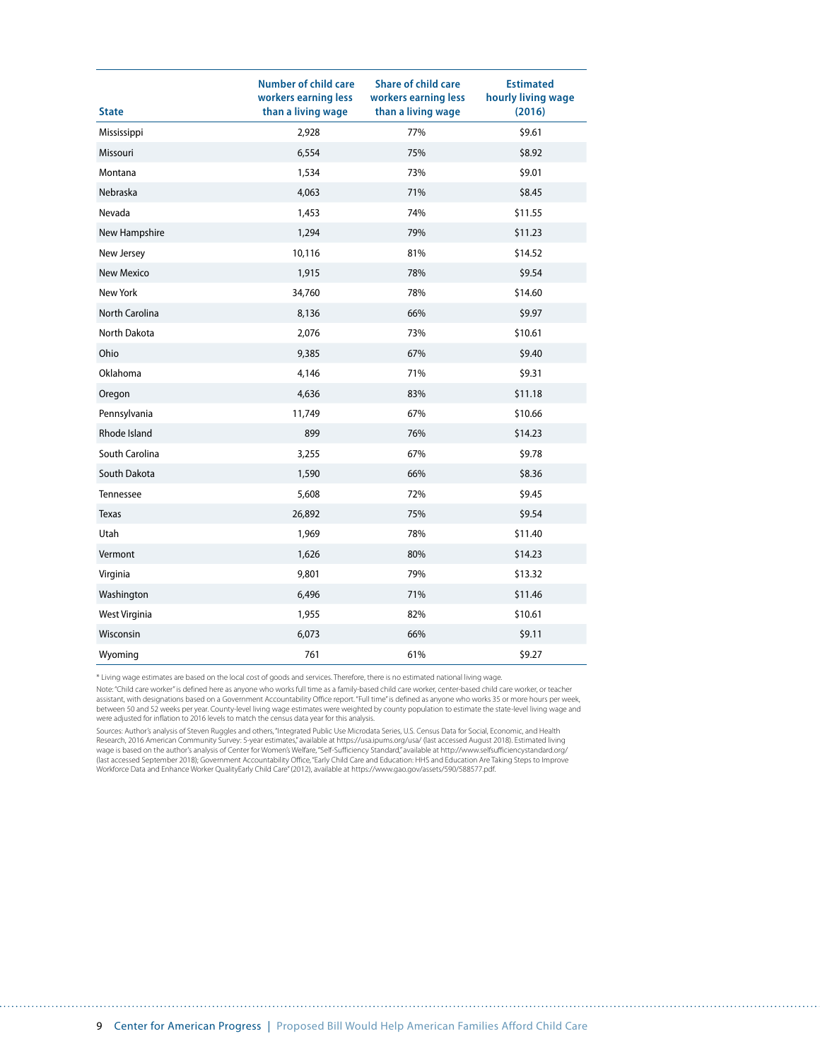| State | Number of child care workers earning less than a living wage | Share of child care workers earning less than a living wage | Estimated hourly living wage (2016) |
|---|---|---|---|
| Mississippi | 2,928 | 77% | $9.61 |
| Missouri | 6,554 | 75% | $8.92 |
| Montana | 1,534 | 73% | $9.01 |
| Nebraska | 4,063 | 71% | $8.45 |
| Nevada | 1,453 | 74% | $11.55 |
| New Hampshire | 1,294 | 79% | $11.23 |
| New Jersey | 10,116 | 81% | $14.52 |
| New Mexico | 1,915 | 78% | $9.54 |
| New York | 34,760 | 78% | $14.60 |
| North Carolina | 8,136 | 66% | $9.97 |
| North Dakota | 2,076 | 73% | $10.61 |
| Ohio | 9,385 | 67% | $9.40 |
| Oklahoma | 4,146 | 71% | $9.31 |
| Oregon | 4,636 | 83% | $11.18 |
| Pennsylvania | 11,749 | 67% | $10.66 |
| Rhode Island | 899 | 76% | $14.23 |
| South Carolina | 3,255 | 67% | $9.78 |
| South Dakota | 1,590 | 66% | $8.36 |
| Tennessee | 5,608 | 72% | $9.45 |
| Texas | 26,892 | 75% | $9.54 |
| Utah | 1,969 | 78% | $11.40 |
| Vermont | 1,626 | 80% | $14.23 |
| Virginia | 9,801 | 79% | $13.32 |
| Washington | 6,496 | 71% | $11.46 |
| West Virginia | 1,955 | 82% | $10.61 |
| Wisconsin | 6,073 | 66% | $9.11 |
| Wyoming | 761 | 61% | $9.27 |

* Living wage estimates are based on the local cost of goods and services. Therefore, there is no estimated national living wage.

Note: "Child care worker" is defined here as anyone who works full time as a family-based child care worker, center-based child care worker, or teacher assistant, with designations based on a Government Accountability Office report. "Full time" is defined as anyone who works 35 or more hours per week, between 50 and 52 weeks per year. County-level living wage estimates were weighted by county population to estimate the state-level living wage and were adjusted for inflation to 2016 levels to match the census data year for this analysis.

Sources: Author's analysis of Steven Ruggles and others, "Integrated Public Use Microdata Series, U.S. Census Data for Social, Economic, and Health Research, 2016 American Community Survey: 5-year estimates," available at https://usa.ipums.org/usa/ (last accessed August 2018). Estimated living wage is based on the author's analysis of Center for Women's Welfare, "Self-Sufficiency Standard," available at http://www.selfsufficiencystandard.org/ (last accessed September 2018); Government Accountability Office, "Early Child Care and Education: HHS and Education Are Taking Steps to Improve Workforce Data and Enhance Worker QualityEarly Child Care" (2012), available at https://www.gao.gov/assets/590/588577.pdf.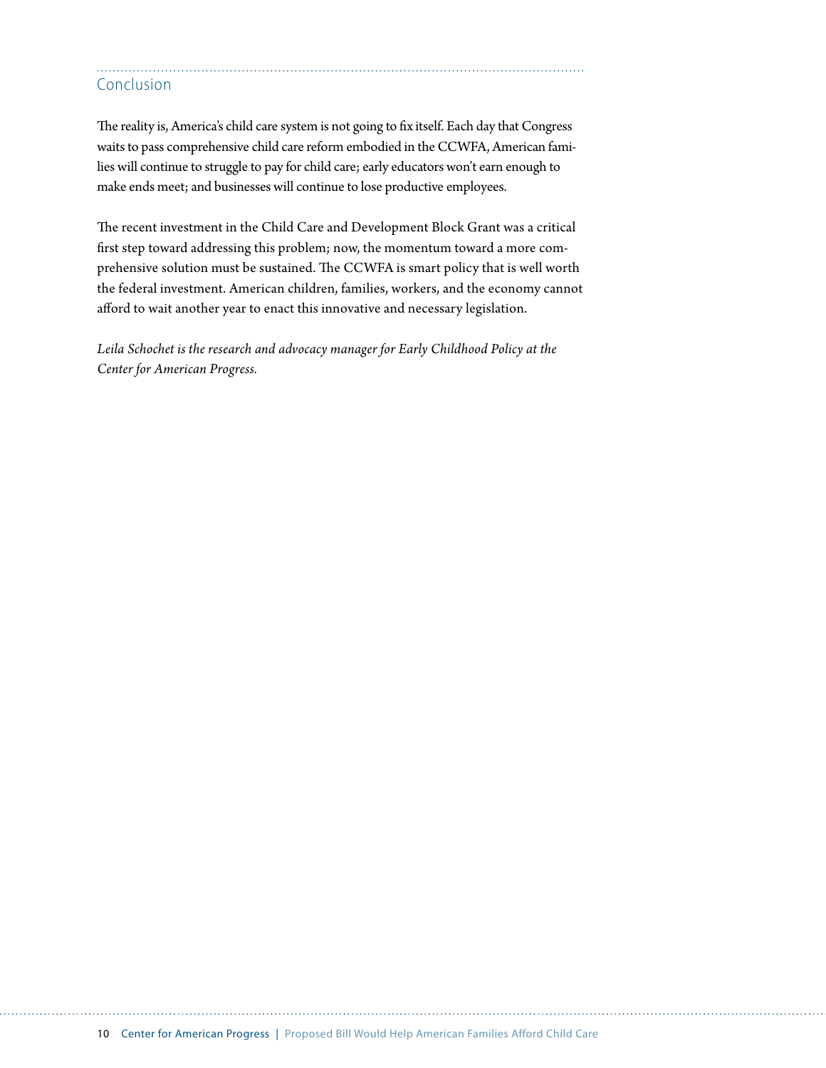## Conclusion

The reality is, America's child care system is not going to fix itself. Each day that Congress waits to pass comprehensive child care reform embodied in the CCWFA, American families will continue to struggle to pay for child care; early educators won't earn enough to make ends meet; and businesses will continue to lose productive employees.

The recent investment in the Child Care and Development Block Grant was a critical first step toward addressing this problem; now, the momentum toward a more comprehensive solution must be sustained. The CCWFA is smart policy that is well worth the federal investment. American children, families, workers, and the economy cannot afford to wait another year to enact this innovative and necessary legislation.

*Leila Schochet is the research and advocacy manager for Early Childhood Policy at the Center for American Progress.*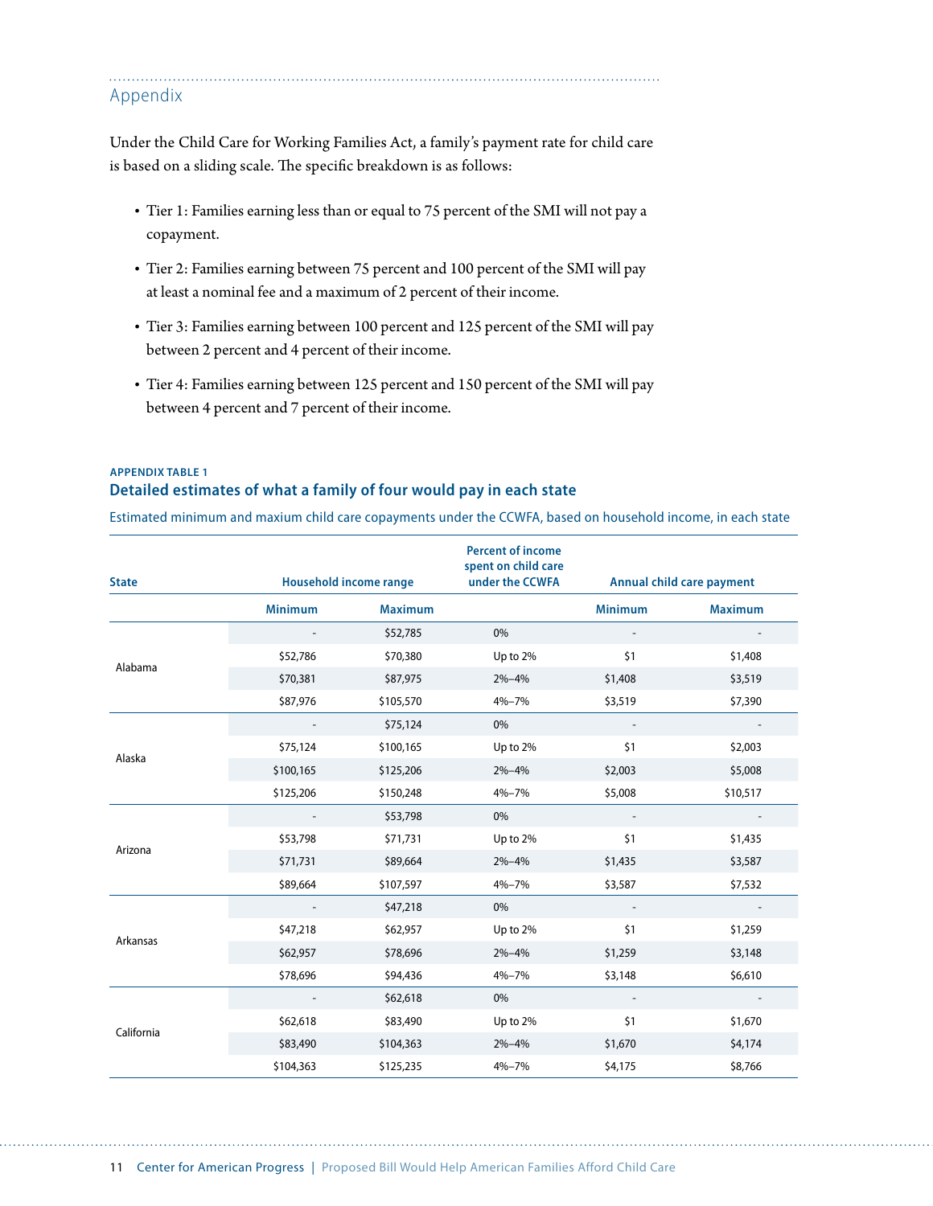## Appendix

Under the Child Care for Working Families Act, a family's payment rate for child care is based on a sliding scale. The specific breakdown is as follows:

- Tier 1: Families earning less than or equal to 75 percent of the SMI will not pay a copayment.
- Tier 2: Families earning between 75 percent and 100 percent of the SMI will pay at least a nominal fee and a maximum of 2 percent of their income.
- Tier 3: Families earning between 100 percent and 125 percent of the SMI will pay between 2 percent and 4 percent of their income.
- Tier 4: Families earning between 125 percent and 150 percent of the SMI will pay between 4 percent and 7 percent of their income.

**APPENDIX TABLE 1**

### Detailed estimates of what a family of four would pay in each state

Estimated minimum and maxium child care copayments under the CCWFA, based on household income, in each state

| State | Household income range | | Percent of income spent on child care under the CCWFA | Annual child care payment | |
|---|---|---|---|---|---|
| | Minimum | Maximum | | Minimum | Maximum |
| Alabama | - | $52,785 | 0% | - | - |
| | $52,786 | $70,380 | Up to 2% | $1 | $1,408 |
| | $70,381 | $87,975 | 2%–4% | $1,408 | $3,519 |
| | $87,976 | $105,570 | 4%–7% | $3,519 | $7,390 |
| Alaska | - | $75,124 | 0% | - | - |
| | $75,124 | $100,165 | Up to 2% | $1 | $2,003 |
| | $100,165 | $125,206 | 2%–4% | $2,003 | $5,008 |
| | $125,206 | $150,248 | 4%–7% | $5,008 | $10,517 |
| Arizona | - | $53,798 | 0% | - | - |
| | $53,798 | $71,731 | Up to 2% | $1 | $1,435 |
| | $71,731 | $89,664 | 2%–4% | $1,435 | $3,587 |
| | $89,664 | $107,597 | 4%–7% | $3,587 | $7,532 |
| Arkansas | - | $47,218 | 0% | - | - |
| | $47,218 | $62,957 | Up to 2% | $1 | $1,259 |
| | $62,957 | $78,696 | 2%–4% | $1,259 | $3,148 |
| | $78,696 | $94,436 | 4%–7% | $3,148 | $6,610 |
| California | - | $62,618 | 0% | - | - |
| | $62,618 | $83,490 | Up to 2% | $1 | $1,670 |
| | $83,490 | $104,363 | 2%–4% | $1,670 | $4,174 |
| | $104,363 | $125,235 | 4%–7% | $4,175 | $8,766 |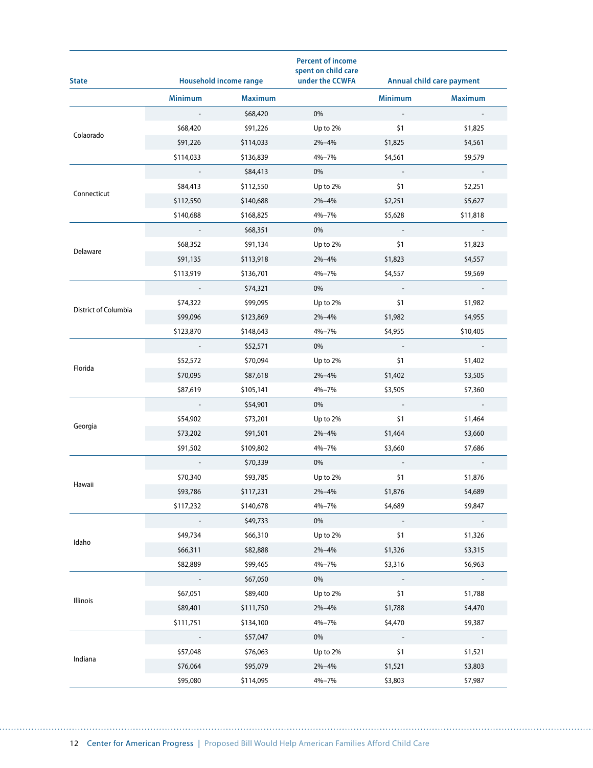| State | Household income range | | Percent of income spent on child care under the CCWFA | Annual child care payment | |
|---|---|---|---|---|---|
| | Minimum | Maximum | | Minimum | Maximum |
| Colaorado | - | $68,420 | 0% | - | - |
| | $68,420 | $91,226 | Up to 2% | $1 | $1,825 |
| | $91,226 | $114,033 | 2%–4% | $1,825 | $4,561 |
| | $114,033 | $136,839 | 4%–7% | $4,561 | $9,579 |
| Connecticut | - | $84,413 | 0% | - | - |
| | $84,413 | $112,550 | Up to 2% | $1 | $2,251 |
| | $112,550 | $140,688 | 2%–4% | $2,251 | $5,627 |
| | $140,688 | $168,825 | 4%–7% | $5,628 | $11,818 |
| Delaware | - | $68,351 | 0% | - | - |
| | $68,352 | $91,134 | Up to 2% | $1 | $1,823 |
| | $91,135 | $113,918 | 2%–4% | $1,823 | $4,557 |
| | $113,919 | $136,701 | 4%–7% | $4,557 | $9,569 |
| District of Columbia | - | $74,321 | 0% | - | - |
| | $74,322 | $99,095 | Up to 2% | $1 | $1,982 |
| | $99,096 | $123,869 | 2%–4% | $1,982 | $4,955 |
| | $123,870 | $148,643 | 4%–7% | $4,955 | $10,405 |
| Florida | - | $52,571 | 0% | - | - |
| | $52,572 | $70,094 | Up to 2% | $1 | $1,402 |
| | $70,095 | $87,618 | 2%–4% | $1,402 | $3,505 |
| | $87,619 | $105,141 | 4%–7% | $3,505 | $7,360 |
| Georgia | - | $54,901 | 0% | - | - |
| | $54,902 | $73,201 | Up to 2% | $1 | $1,464 |
| | $73,202 | $91,501 | 2%–4% | $1,464 | $3,660 |
| | $91,502 | $109,802 | 4%–7% | $3,660 | $7,686 |
| Hawaii | - | $70,339 | 0% | - | - |
| | $70,340 | $93,785 | Up to 2% | $1 | $1,876 |
| | $93,786 | $117,231 | 2%–4% | $1,876 | $4,689 |
| | $117,232 | $140,678 | 4%–7% | $4,689 | $9,847 |
| Idaho | - | $49,733 | 0% | - | - |
| | $49,734 | $66,310 | Up to 2% | $1 | $1,326 |
| | $66,311 | $82,888 | 2%–4% | $1,326 | $3,315 |
| | $82,889 | $99,465 | 4%–7% | $3,316 | $6,963 |
| Illinois | - | $67,050 | 0% | - | - |
| | $67,051 | $89,400 | Up to 2% | $1 | $1,788 |
| | $89,401 | $111,750 | 2%–4% | $1,788 | $4,470 |
| | $111,751 | $134,100 | 4%–7% | $4,470 | $9,387 |
| Indiana | - | $57,047 | 0% | - | - |
| | $57,048 | $76,063 | Up to 2% | $1 | $1,521 |
| | $76,064 | $95,079 | 2%–4% | $1,521 | $3,803 |
| | $95,080 | $114,095 | 4%–7% | $3,803 | $7,987 |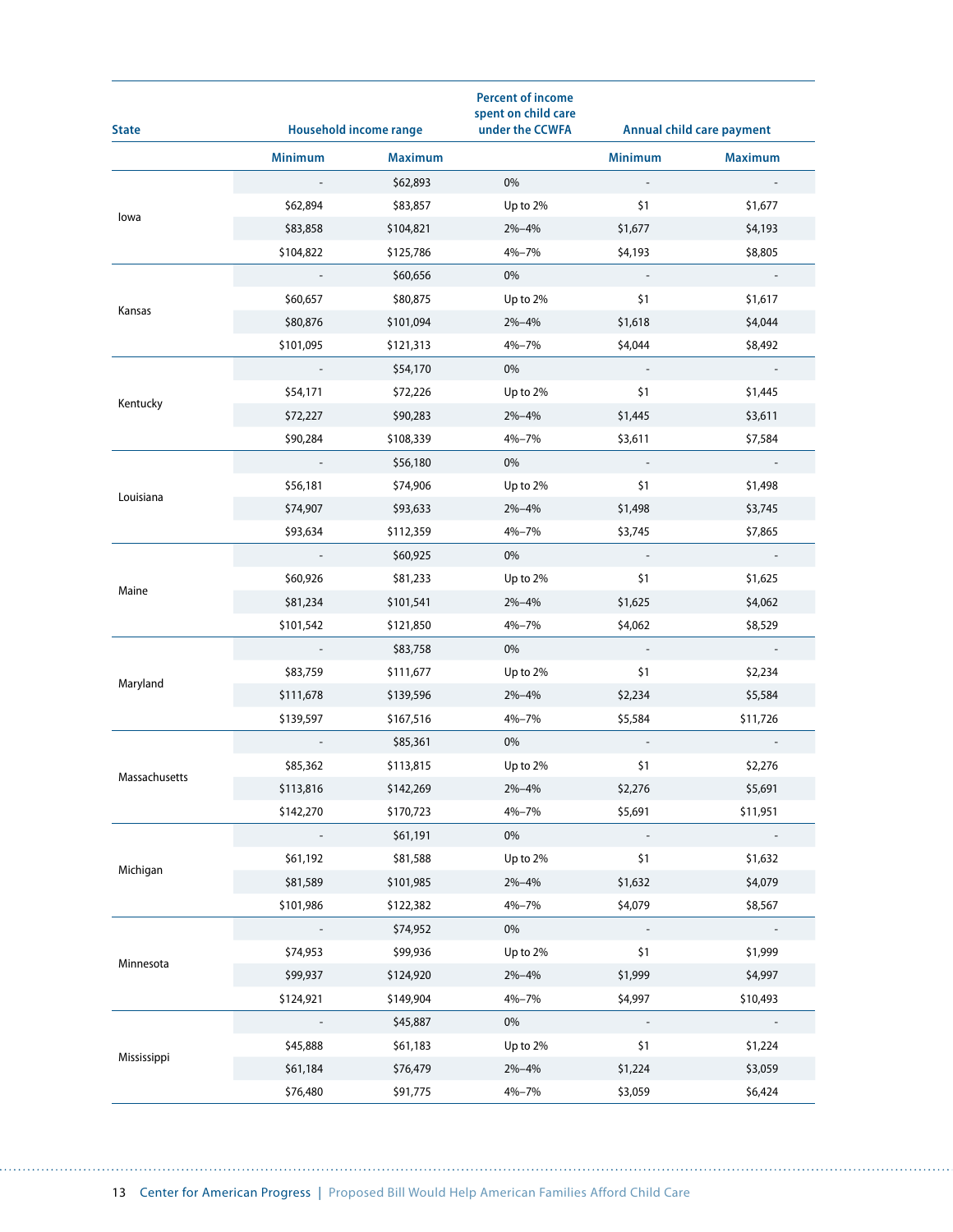| State | Household income range | | Percent of income spent on child care under the CCWFA | Annual child care payment | |
|---|---|---|---|---|---|
| | Minimum | Maximum | | Minimum | Maximum |
| Iowa | - | $62,893 | 0% | - | - |
| | $62,894 | $83,857 | Up to 2% | $1 | $1,677 |
| | $83,858 | $104,821 | 2%–4% | $1,677 | $4,193 |
| | $104,822 | $125,786 | 4%–7% | $4,193 | $8,805 |
| Kansas | - | $60,656 | 0% | - | - |
| | $60,657 | $80,875 | Up to 2% | $1 | $1,617 |
| | $80,876 | $101,094 | 2%–4% | $1,618 | $4,044 |
| | $101,095 | $121,313 | 4%–7% | $4,044 | $8,492 |
| Kentucky | - | $54,170 | 0% | - | - |
| | $54,171 | $72,226 | Up to 2% | $1 | $1,445 |
| | $72,227 | $90,283 | 2%–4% | $1,445 | $3,611 |
| | $90,284 | $108,339 | 4%–7% | $3,611 | $7,584 |
| Louisiana | - | $56,180 | 0% | - | - |
| | $56,181 | $74,906 | Up to 2% | $1 | $1,498 |
| | $74,907 | $93,633 | 2%–4% | $1,498 | $3,745 |
| | $93,634 | $112,359 | 4%–7% | $3,745 | $7,865 |
| Maine | - | $60,925 | 0% | - | - |
| | $60,926 | $81,233 | Up to 2% | $1 | $1,625 |
| | $81,234 | $101,541 | 2%–4% | $1,625 | $4,062 |
| | $101,542 | $121,850 | 4%–7% | $4,062 | $8,529 |
| Maryland | - | $83,758 | 0% | - | - |
| | $83,759 | $111,677 | Up to 2% | $1 | $2,234 |
| | $111,678 | $139,596 | 2%–4% | $2,234 | $5,584 |
| | $139,597 | $167,516 | 4%–7% | $5,584 | $11,726 |
| Massachusetts | - | $85,361 | 0% | - | - |
| | $85,362 | $113,815 | Up to 2% | $1 | $2,276 |
| | $113,816 | $142,269 | 2%–4% | $2,276 | $5,691 |
| | $142,270 | $170,723 | 4%–7% | $5,691 | $11,951 |
| Michigan | - | $61,191 | 0% | - | - |
| | $61,192 | $81,588 | Up to 2% | $1 | $1,632 |
| | $81,589 | $101,985 | 2%–4% | $1,632 | $4,079 |
| | $101,986 | $122,382 | 4%–7% | $4,079 | $8,567 |
| Minnesota | - | $74,952 | 0% | - | - |
| | $74,953 | $99,936 | Up to 2% | $1 | $1,999 |
| | $99,937 | $124,920 | 2%–4% | $1,999 | $4,997 |
| | $124,921 | $149,904 | 4%–7% | $4,997 | $10,493 |
| Mississippi | - | $45,887 | 0% | - | - |
| | $45,888 | $61,183 | Up to 2% | $1 | $1,224 |
| | $61,184 | $76,479 | 2%–4% | $1,224 | $3,059 |
| | $76,480 | $91,775 | 4%–7% | $3,059 | $6,424 |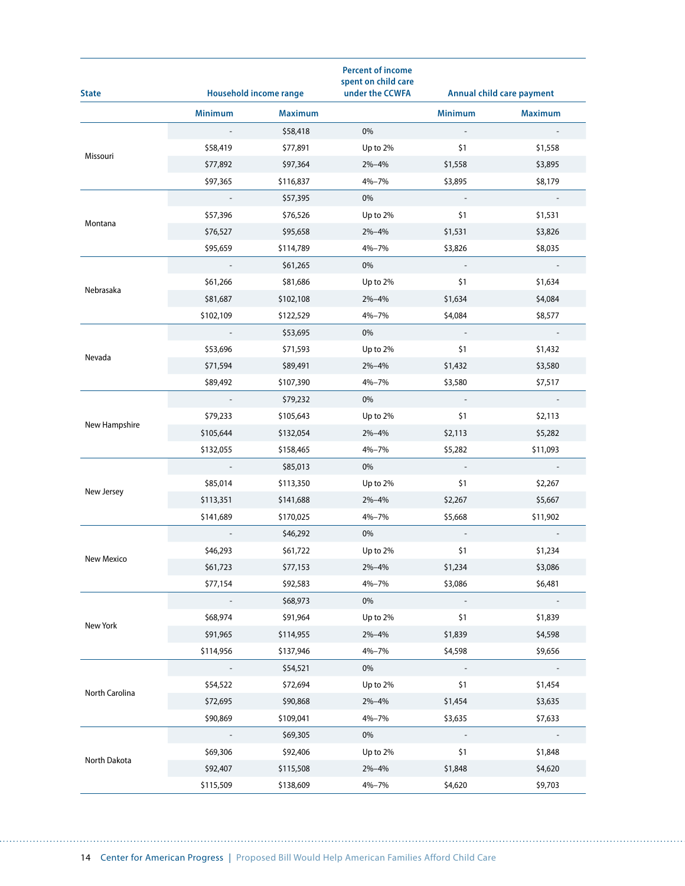| State | Household income range | | Percent of income spent on child care under the CCWFA | Annual child care payment | |
|---|---|---|---|---|---|
| | Minimum | Maximum | | Minimum | Maximum |
| Missouri | - | $58,418 | 0% | - | - |
| | $58,419 | $77,891 | Up to 2% | $1 | $1,558 |
| | $77,892 | $97,364 | 2%–4% | $1,558 | $3,895 |
| | $97,365 | $116,837 | 4%–7% | $3,895 | $8,179 |
| Montana | - | $57,395 | 0% | - | - |
| | $57,396 | $76,526 | Up to 2% | $1 | $1,531 |
| | $76,527 | $95,658 | 2%–4% | $1,531 | $3,826 |
| | $95,659 | $114,789 | 4%–7% | $3,826 | $8,035 |
| Nebrasaka | - | $61,265 | 0% | - | - |
| | $61,266 | $81,686 | Up to 2% | $1 | $1,634 |
| | $81,687 | $102,108 | 2%–4% | $1,634 | $4,084 |
| | $102,109 | $122,529 | 4%–7% | $4,084 | $8,577 |
| Nevada | - | $53,695 | 0% | - | - |
| | $53,696 | $71,593 | Up to 2% | $1 | $1,432 |
| | $71,594 | $89,491 | 2%–4% | $1,432 | $3,580 |
| | $89,492 | $107,390 | 4%–7% | $3,580 | $7,517 |
| New Hampshire | - | $79,232 | 0% | - | - |
| | $79,233 | $105,643 | Up to 2% | $1 | $2,113 |
| | $105,644 | $132,054 | 2%–4% | $2,113 | $5,282 |
| | $132,055 | $158,465 | 4%–7% | $5,282 | $11,093 |
| New Jersey | - | $85,013 | 0% | - | - |
| | $85,014 | $113,350 | Up to 2% | $1 | $2,267 |
| | $113,351 | $141,688 | 2%–4% | $2,267 | $5,667 |
| | $141,689 | $170,025 | 4%–7% | $5,668 | $11,902 |
| New Mexico | - | $46,292 | 0% | - | - |
| | $46,293 | $61,722 | Up to 2% | $1 | $1,234 |
| | $61,723 | $77,153 | 2%–4% | $1,234 | $3,086 |
| | $77,154 | $92,583 | 4%–7% | $3,086 | $6,481 |
| New York | - | $68,973 | 0% | - | - |
| | $68,974 | $91,964 | Up to 2% | $1 | $1,839 |
| | $91,965 | $114,955 | 2%–4% | $1,839 | $4,598 |
| | $114,956 | $137,946 | 4%–7% | $4,598 | $9,656 |
| North Carolina | - | $54,521 | 0% | - | - |
| | $54,522 | $72,694 | Up to 2% | $1 | $1,454 |
| | $72,695 | $90,868 | 2%–4% | $1,454 | $3,635 |
| | $90,869 | $109,041 | 4%–7% | $3,635 | $7,633 |
| North Dakota | - | $69,305 | 0% | - | - |
| | $69,306 | $92,406 | Up to 2% | $1 | $1,848 |
| | $92,407 | $115,508 | 2%–4% | $1,848 | $4,620 |
| | $115,509 | $138,609 | 4%–7% | $4,620 | $9,703 |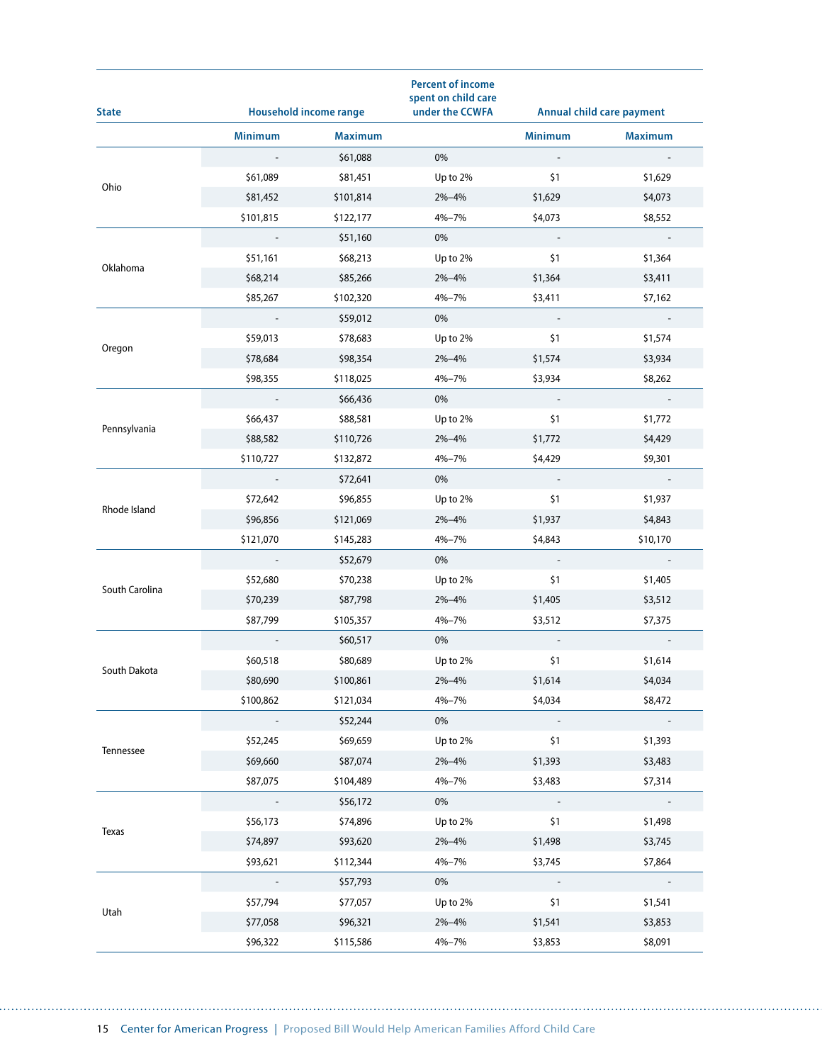| State | Household income range | | Percent of income spent on child care under the CCWFA | Annual child care payment | |
|---|---|---|---|---|---|
| | Minimum | Maximum | | Minimum | Maximum |
| Ohio | - | $61,088 | 0% | - | - |
| | $61,089 | $81,451 | Up to 2% | $1 | $1,629 |
| | $81,452 | $101,814 | 2%–4% | $1,629 | $4,073 |
| | $101,815 | $122,177 | 4%–7% | $4,073 | $8,552 |
| Oklahoma | - | $51,160 | 0% | - | - |
| | $51,161 | $68,213 | Up to 2% | $1 | $1,364 |
| | $68,214 | $85,266 | 2%–4% | $1,364 | $3,411 |
| | $85,267 | $102,320 | 4%–7% | $3,411 | $7,162 |
| Oregon | - | $59,012 | 0% | - | - |
| | $59,013 | $78,683 | Up to 2% | $1 | $1,574 |
| | $78,684 | $98,354 | 2%–4% | $1,574 | $3,934 |
| | $98,355 | $118,025 | 4%–7% | $3,934 | $8,262 |
| Pennsylvania | - | $66,436 | 0% | - | - |
| | $66,437 | $88,581 | Up to 2% | $1 | $1,772 |
| | $88,582 | $110,726 | 2%–4% | $1,772 | $4,429 |
| | $110,727 | $132,872 | 4%–7% | $4,429 | $9,301 |
| Rhode Island | - | $72,641 | 0% | - | - |
| | $72,642 | $96,855 | Up to 2% | $1 | $1,937 |
| | $96,856 | $121,069 | 2%–4% | $1,937 | $4,843 |
| | $121,070 | $145,283 | 4%–7% | $4,843 | $10,170 |
| South Carolina | - | $52,679 | 0% | - | - |
| | $52,680 | $70,238 | Up to 2% | $1 | $1,405 |
| | $70,239 | $87,798 | 2%–4% | $1,405 | $3,512 |
| | $87,799 | $105,357 | 4%–7% | $3,512 | $7,375 |
| South Dakota | - | $60,517 | 0% | - | - |
| | $60,518 | $80,689 | Up to 2% | $1 | $1,614 |
| | $80,690 | $100,861 | 2%–4% | $1,614 | $4,034 |
| | $100,862 | $121,034 | 4%–7% | $4,034 | $8,472 |
| Tennessee | - | $52,244 | 0% | - | - |
| | $52,245 | $69,659 | Up to 2% | $1 | $1,393 |
| | $69,660 | $87,074 | 2%–4% | $1,393 | $3,483 |
| | $87,075 | $104,489 | 4%–7% | $3,483 | $7,314 |
| Texas | - | $56,172 | 0% | - | - |
| | $56,173 | $74,896 | Up to 2% | $1 | $1,498 |
| | $74,897 | $93,620 | 2%–4% | $1,498 | $3,745 |
| | $93,621 | $112,344 | 4%–7% | $3,745 | $7,864 |
| Utah | - | $57,793 | 0% | - | - |
| | $57,794 | $77,057 | Up to 2% | $1 | $1,541 |
| | $77,058 | $96,321 | 2%–4% | $1,541 | $3,853 |
| | $96,322 | $115,586 | 4%–7% | $3,853 | $8,091 |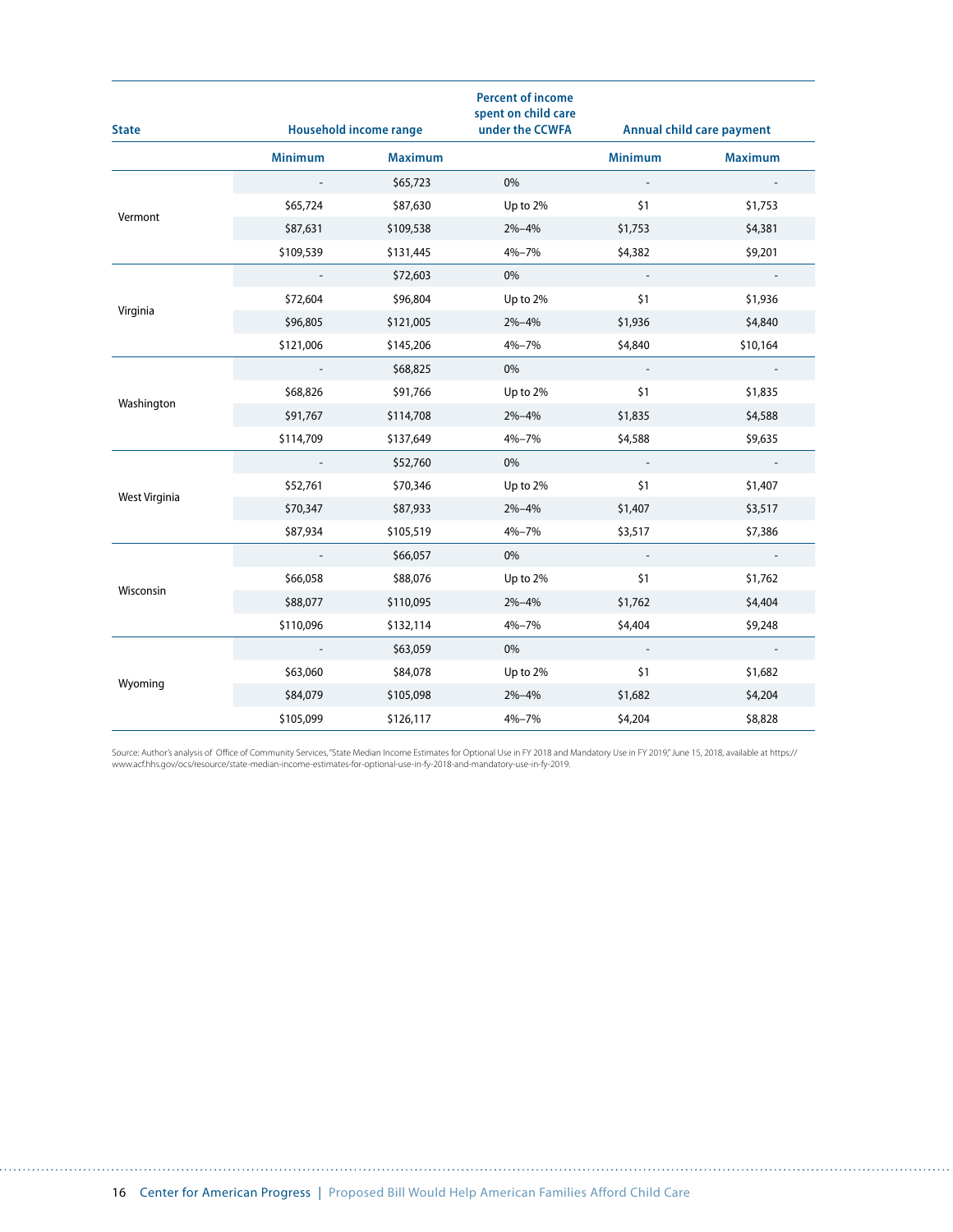| State | Household income range | | Percent of income spent on child care under the CCWFA | Annual child care payment | |
|---|---|---|---|---|---|
| | Minimum | Maximum | | Minimum | Maximum |
| Vermont | - | $65,723 | 0% | - | - |
| | $65,724 | $87,630 | Up to 2% | $1 | $1,753 |
| | $87,631 | $109,538 | 2%–4% | $1,753 | $4,381 |
| | $109,539 | $131,445 | 4%–7% | $4,382 | $9,201 |
| Virginia | - | $72,603 | 0% | - | - |
| | $72,604 | $96,804 | Up to 2% | $1 | $1,936 |
| | $96,805 | $121,005 | 2%–4% | $1,936 | $4,840 |
| | $121,006 | $145,206 | 4%–7% | $4,840 | $10,164 |
| Washington | - | $68,825 | 0% | - | - |
| | $68,826 | $91,766 | Up to 2% | $1 | $1,835 |
| | $91,767 | $114,708 | 2%–4% | $1,835 | $4,588 |
| | $114,709 | $137,649 | 4%–7% | $4,588 | $9,635 |
| West Virginia | - | $52,760 | 0% | - | - |
| | $52,761 | $70,346 | Up to 2% | $1 | $1,407 |
| | $70,347 | $87,933 | 2%–4% | $1,407 | $3,517 |
| | $87,934 | $105,519 | 4%–7% | $3,517 | $7,386 |
| Wisconsin | - | $66,057 | 0% | - | - |
| | $66,058 | $88,076 | Up to 2% | $1 | $1,762 |
| | $88,077 | $110,095 | 2%–4% | $1,762 | $4,404 |
| | $110,096 | $132,114 | 4%–7% | $4,404 | $9,248 |
| Wyoming | - | $63,059 | 0% | - | - |
| | $63,060 | $84,078 | Up to 2% | $1 | $1,682 |
| | $84,079 | $105,098 | 2%–4% | $1,682 | $4,204 |
| | $105,099 | $126,117 | 4%–7% | $4,204 | $8,828 |

Source: Author's analysis of Office of Community Services, "State Median Income Estimates for Optional Use in FY 2018 and Mandatory Use in FY 2019," June 15, 2018, available at https://www.acf.hhs.gov/ocs/resource/state-median-income-estimates-for-optional-use-in-fy-2018-and-mandatory-use-in-fy-2019.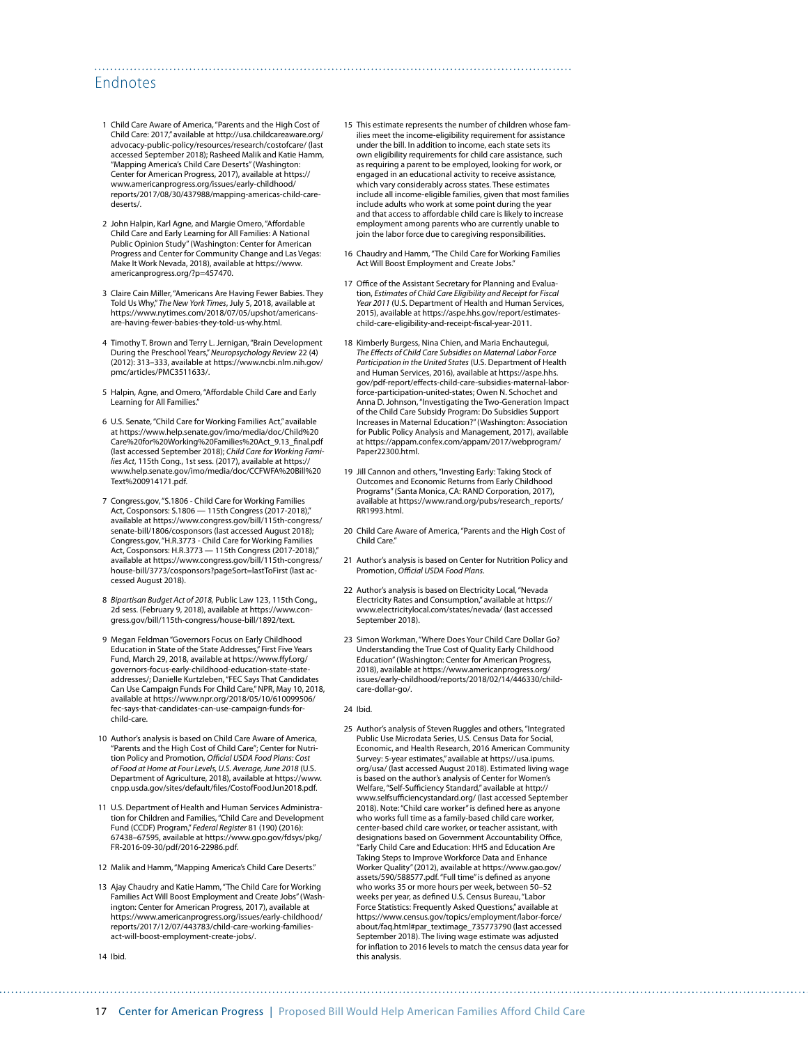## Endnotes

1 Child Care Aware of America, "Parents and the High Cost of Child Care: 2017," available at http://usa.childcareaware.org/advocacy-public-policy/resources/research/costofcare/ (last accessed September 2018); Rasheed Malik and Katie Hamm, "Mapping America's Child Care Deserts" (Washington: Center for American Progress, 2017), available at https://www.americanprogress.org/issues/early-childhood/reports/2017/08/30/437988/mapping-americas-child-care-deserts/.

2 John Halpin, Karl Agne, and Margie Omero, "Affordable Child Care and Early Learning for All Families: A National Public Opinion Study" (Washington: Center for American Progress and Center for Community Change and Las Vegas: Make It Work Nevada, 2018), available at https://www.americanprogress.org/?p=457470.

3 Claire Cain Miller, "Americans Are Having Fewer Babies. They Told Us Why," *The New York Times*, July 5, 2018, available at https://www.nytimes.com/2018/07/05/upshot/americans-are-having-fewer-babies-they-told-us-why.html.

4 Timothy T. Brown and Terry L. Jernigan, "Brain Development During the Preschool Years," *Neuropsychology Review* 22 (4) (2012): 313–333, available at https://www.ncbi.nlm.nih.gov/pmc/articles/PMC3511633/.

5 Halpin, Agne, and Omero, "Affordable Child Care and Early Learning for All Families."

6 U.S. Senate, "Child Care for Working Families Act," available at https://www.help.senate.gov/imo/media/doc/Child%20Care%20for%20Working%20Families%20Act_9.13_final.pdf (last accessed September 2018); *Child Care for Working Families Act*, 115th Cong., 1st sess. (2017), available at https://www.help.senate.gov/imo/media/doc/CCFWFA%20Bill%20Text%200914171.pdf.

7 Congress.gov, "S.1806 - Child Care for Working Families Act, Cosponsors: S.1806 — 115th Congress (2017-2018)," available at https://www.congress.gov/bill/115th-congress/senate-bill/1806/cosponsors (last accessed August 2018); Congress.gov, "H.R.3773 - Child Care for Working Families Act, Cosponsors: H.R.3773 — 115th Congress (2017-2018)," available at https://www.congress.gov/bill/115th-congress/house-bill/3773/cosponsors?pageSort=lastToFirst (last accessed August 2018).

8 *Bipartisan Budget Act of 2018*, Public Law 123, 115th Cong., 2d sess. (February 9, 2018), available at https://www.congress.gov/bill/115th-congress/house-bill/1892/text.

9 Megan Feldman "Governors Focus on Early Childhood Education in State of the State Addresses," First Five Years Fund, March 29, 2018, available at https://www.ffyf.org/governors-focus-early-childhood-education-state-state-addresses/; Danielle Kurtzleben, "FEC Says That Candidates Can Use Campaign Funds For Child Care," NPR, May 10, 2018, available at https://www.npr.org/2018/05/10/610099506/fec-says-that-candidates-can-use-campaign-funds-for-child-care.

10 Author's analysis is based on Child Care Aware of America, "Parents and the High Cost of Child Care"; Center for Nutrition Policy and Promotion, *Official USDA Food Plans: Cost of Food at Home at Four Levels, U.S. Average, June 2018* (U.S. Department of Agriculture, 2018), available at https://www.cnpp.usda.gov/sites/default/files/CostofFoodJun2018.pdf.

11 U.S. Department of Health and Human Services Administration for Children and Families, "Child Care and Development Fund (CCDF) Program," *Federal Register* 81 (190) (2016): 67438–67595, available at https://www.gpo.gov/fdsys/pkg/FR-2016-09-30/pdf/2016-22986.pdf.

12 Malik and Hamm, "Mapping America's Child Care Deserts."

13 Ajay Chaudry and Katie Hamm, "The Child Care for Working Families Act Will Boost Employment and Create Jobs" (Washington: Center for American Progress, 2017), available at https://www.americanprogress.org/issues/early-childhood/reports/2017/12/07/443783/child-care-working-families-act-will-boost-employment-create-jobs/.

14 Ibid.

15 This estimate represents the number of children whose families meet the income-eligibility requirement for assistance under the bill. In addition to income, each state sets its own eligibility requirements for child care assistance, such as requiring a parent to be employed, looking for work, or engaged in an educational activity to receive assistance, which vary considerably across states. These estimates include all income-eligible families, given that most families include adults who work at some point during the year and that access to affordable child care is likely to increase employment among parents who are currently unable to join the labor force due to caregiving responsibilities.

16 Chaudry and Hamm, "The Child Care for Working Families Act Will Boost Employment and Create Jobs."

17 Office of the Assistant Secretary for Planning and Evaluation, *Estimates of Child Care Eligibility and Receipt for Fiscal Year 2011* (U.S. Department of Health and Human Services, 2015), available at https://aspe.hhs.gov/report/estimates-child-care-eligibility-and-receipt-fiscal-year-2011.

18 Kimberly Burgess, Nina Chien, and Maria Enchautegui, *The Effects of Child Care Subsidies on Maternal Labor Force Participation in the United States* (U.S. Department of Health and Human Services, 2016), available at https://aspe.hhs.gov/pdf-report/effects-child-care-subsidies-maternal-labor-force-participation-united-states; Owen N. Schochet and Anna D. Johnson, "Investigating the Two-Generation Impact of the Child Care Subsidy Program: Do Subsidies Support Increases in Maternal Education?" (Washington: Association for Public Policy Analysis and Management, 2017), available at https://appam.confex.com/appam/2017/webprogram/Paper22300.html.

19 Jill Cannon and others, "Investing Early: Taking Stock of Outcomes and Economic Returns from Early Childhood Programs" (Santa Monica, CA: RAND Corporation, 2017), available at https://www.rand.org/pubs/research_reports/RR1993.html.

20 Child Care Aware of America, "Parents and the High Cost of Child Care."

21 Author's analysis is based on Center for Nutrition Policy and Promotion, *Official USDA Food Plans*.

22 Author's analysis is based on Electricity Local, "Nevada Electricity Rates and Consumption," available at https://www.electricitylocal.com/states/nevada/ (last accessed September 2018).

23 Simon Workman, "Where Does Your Child Care Dollar Go? Understanding the True Cost of Quality Early Childhood Education" (Washington: Center for American Progress, 2018), available at https://www.americanprogress.org/issues/early-childhood/reports/2018/02/14/446330/child-care-dollar-go/.

24 Ibid.

25 Author's analysis of Steven Ruggles and others, "Integrated Public Use Microdata Series, U.S. Census Data for Social, Economic, and Health Research, 2016 American Community Survey: 5-year estimates," available at https://usa.ipums.org/usa/ (last accessed August 2018). Estimated living wage is based on the author's analysis of Center for Women's Welfare, "Self-Sufficiency Standard," available at http://www.selfsufficiencystandard.org/ (last accessed September 2018). Note: "Child care worker" is defined here as anyone who works full time as a family-based child care worker, center-based child care worker, or teacher assistant, with designations based on Government Accountability Office, "Early Child Care and Education: HHS and Education Are Taking Steps to Improve Workforce Data and Enhance Worker Quality" (2012), available at https://www.gao.gov/assets/590/588577.pdf. "Full time" is defined as anyone who works 35 or more hours per week, between 50–52 weeks per year, as defined U.S. Census Bureau, "Labor Force Statistics: Frequently Asked Questions," available at https://www.census.gov/topics/employment/labor-force/about/faq.html#par_textimage_735773790 (last accessed September 2018). The living wage estimate was adjusted for inflation to 2016 levels to match the census data year for this analysis.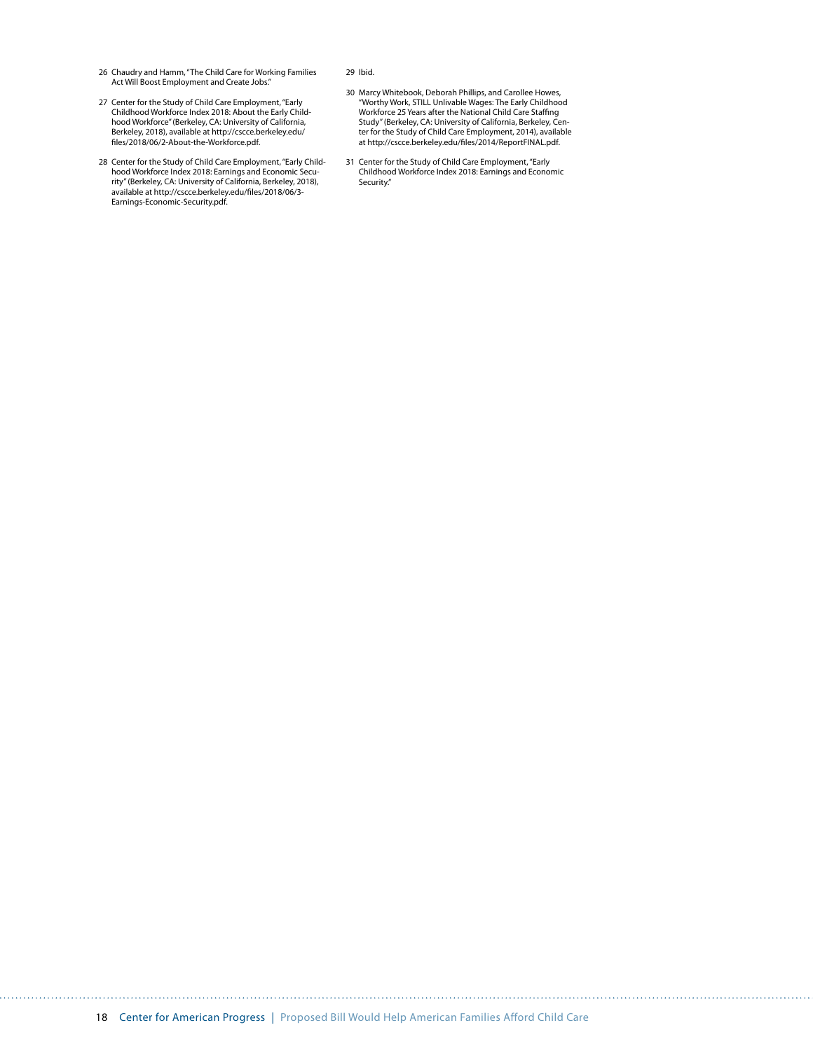26 Chaudry and Hamm, "The Child Care for Working Families Act Will Boost Employment and Create Jobs."

27 Center for the Study of Child Care Employment, "Early Childhood Workforce Index 2018: About the Early Childhood Workforce" (Berkeley, CA: University of California, Berkeley, 2018), available at http://cscce.berkeley.edu/files/2018/06/2-About-the-Workforce.pdf.

28 Center for the Study of Child Care Employment, "Early Childhood Workforce Index 2018: Earnings and Economic Security" (Berkeley, CA: University of California, Berkeley, 2018), available at http://cscce.berkeley.edu/files/2018/06/3-Earnings-Economic-Security.pdf.

29 Ibid.

30 Marcy Whitebook, Deborah Phillips, and Carollee Howes, "Worthy Work, STILL Unlivable Wages: The Early Childhood Workforce 25 Years after the National Child Care Staffing Study" (Berkeley, CA: University of California, Berkeley, Center for the Study of Child Care Employment, 2014), available at http://cscce.berkeley.edu/files/2014/ReportFINAL.pdf.

31 Center for the Study of Child Care Employment, "Early Childhood Workforce Index 2018: Earnings and Economic Security."